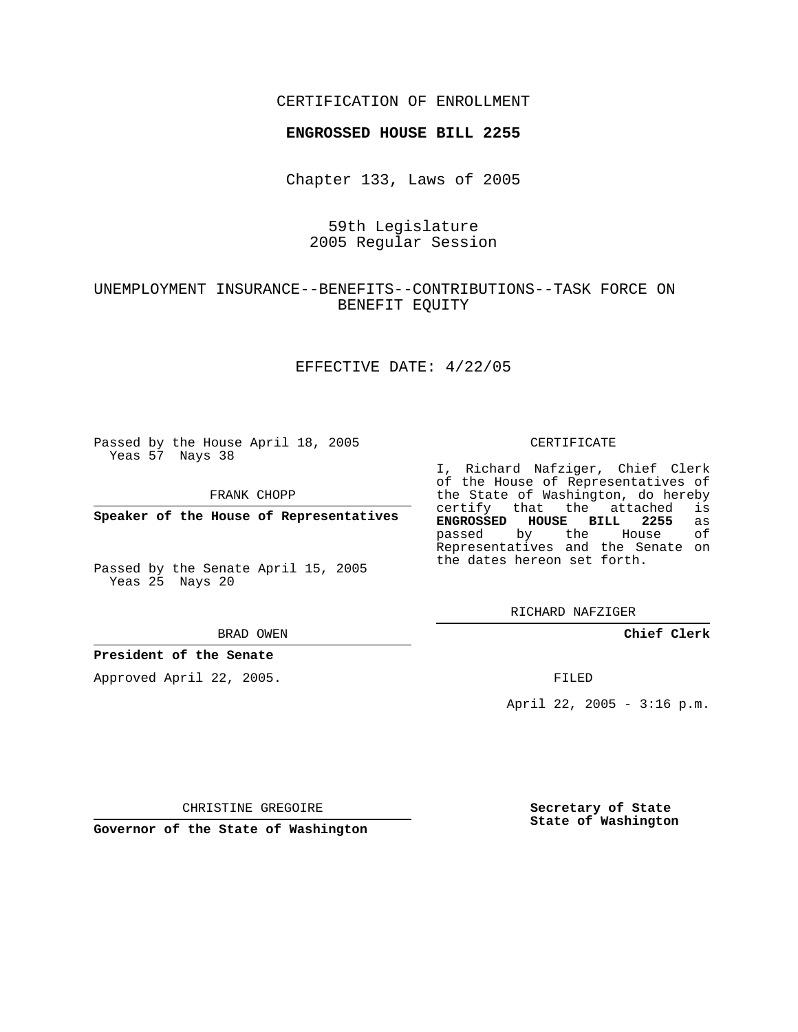CERTIFICATION OF ENROLLMENT

**ENGROSSED HOUSE BILL 2255**

Chapter 133, Laws of 2005

59th Legislature
2005 Regular Session

UNEMPLOYMENT INSURANCE--BENEFITS--CONTRIBUTIONS--TASK FORCE ON BENEFIT EQUITY

EFFECTIVE DATE: 4/22/05

Passed by the House April 18, 2005
Yeas 57 Nays 38

FRANK CHOPP

**Speaker of the House of Representatives**

Passed by the Senate April 15, 2005
Yeas 25 Nays 20

BRAD OWEN

**President of the Senate**

Approved April 22, 2005.

CHRISTINE GREGOIRE

**Governor of the State of Washington**

CERTIFICATE

I, Richard Nafziger, Chief Clerk of the House of Representatives of the State of Washington, do hereby certify that the attached is **ENGROSSED HOUSE BILL 2255** as passed by the House of Representatives and the Senate on the dates hereon set forth.

RICHARD NAFZIGER

**Chief Clerk**

FILED

April 22, 2005 - 3:16 p.m.

**Secretary of State**
**State of Washington**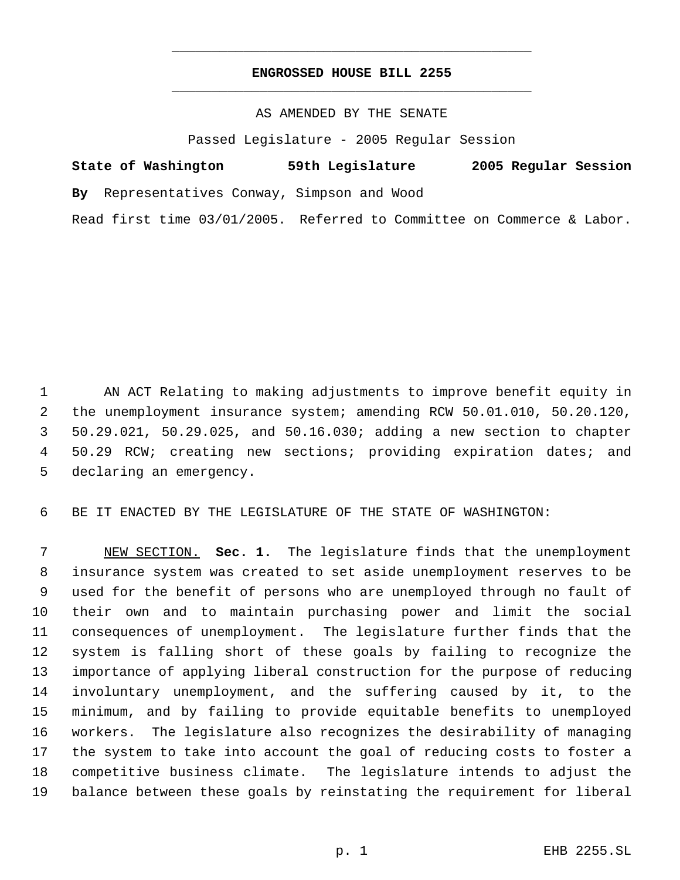# ENGROSSED HOUSE BILL 2255

AS AMENDED BY THE SENATE

Passed Legislature - 2005 Regular Session

**State of Washington 59th Legislature 2005 Regular Session**

**By** Representatives Conway, Simpson and Wood

Read first time 03/01/2005. Referred to Committee on Commerce & Labor.

AN ACT Relating to making adjustments to improve benefit equity in the unemployment insurance system; amending RCW 50.01.010, 50.20.120, 50.29.021, 50.29.025, and 50.16.030; adding a new section to chapter 50.29 RCW; creating new sections; providing expiration dates; and declaring an emergency.

BE IT ENACTED BY THE LEGISLATURE OF THE STATE OF WASHINGTON:

NEW SECTION. **Sec. 1.** The legislature finds that the unemployment insurance system was created to set aside unemployment reserves to be used for the benefit of persons who are unemployed through no fault of their own and to maintain purchasing power and limit the social consequences of unemployment. The legislature further finds that the system is falling short of these goals by failing to recognize the importance of applying liberal construction for the purpose of reducing involuntary unemployment, and the suffering caused by it, to the minimum, and by failing to provide equitable benefits to unemployed workers. The legislature also recognizes the desirability of managing the system to take into account the goal of reducing costs to foster a competitive business climate. The legislature intends to adjust the balance between these goals by reinstating the requirement for liberal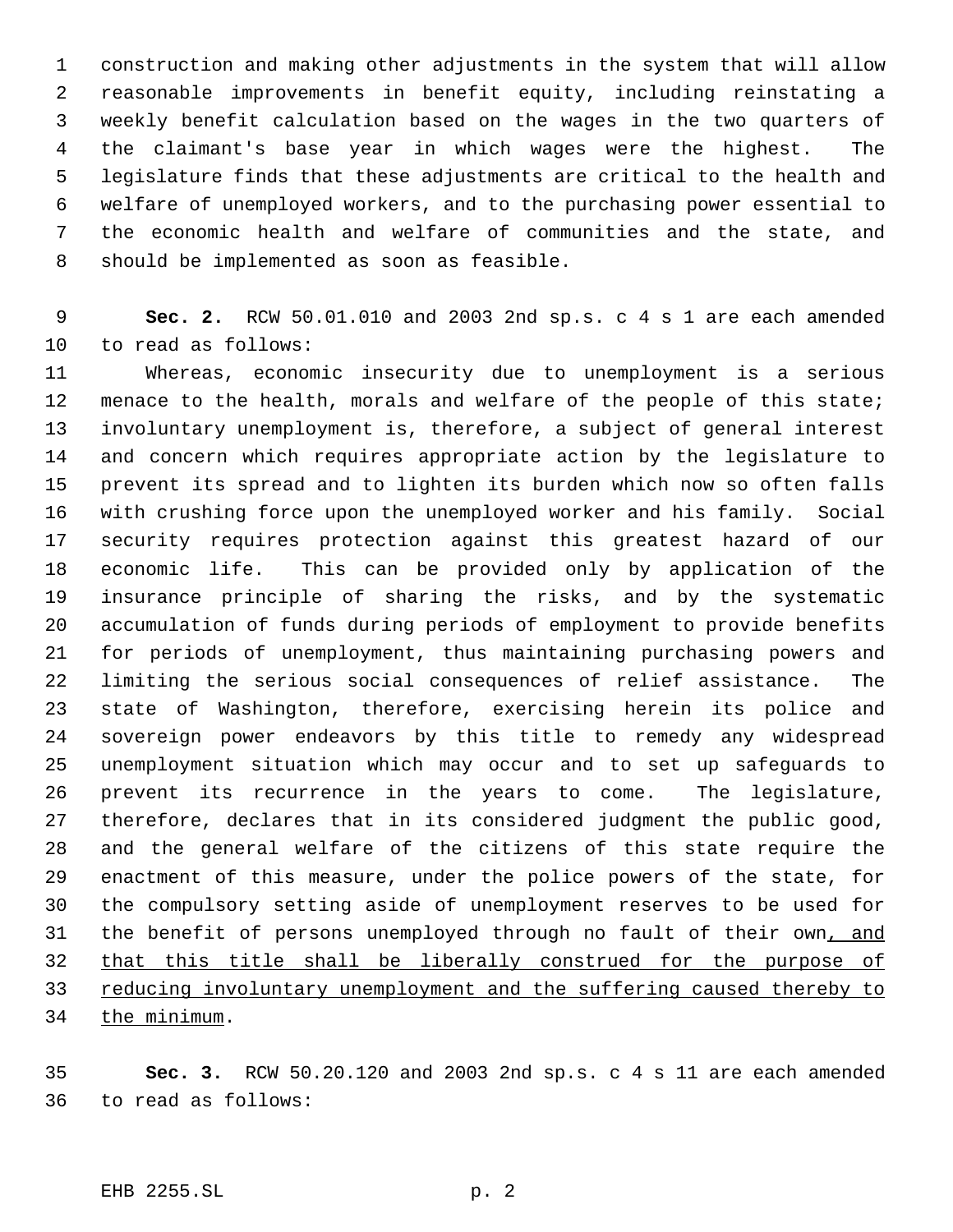construction and making other adjustments in the system that will allow reasonable improvements in benefit equity, including reinstating a weekly benefit calculation based on the wages in the two quarters of the claimant's base year in which wages were the highest. The legislature finds that these adjustments are critical to the health and welfare of unemployed workers, and to the purchasing power essential to the economic health and welfare of communities and the state, and should be implemented as soon as feasible.

**Sec. 2.** RCW 50.01.010 and 2003 2nd sp.s. c 4 s 1 are each amended to read as follows:

Whereas, economic insecurity due to unemployment is a serious menace to the health, morals and welfare of the people of this state; involuntary unemployment is, therefore, a subject of general interest and concern which requires appropriate action by the legislature to prevent its spread and to lighten its burden which now so often falls with crushing force upon the unemployed worker and his family. Social security requires protection against this greatest hazard of our economic life. This can be provided only by application of the insurance principle of sharing the risks, and by the systematic accumulation of funds during periods of employment to provide benefits for periods of unemployment, thus maintaining purchasing powers and limiting the serious social consequences of relief assistance. The state of Washington, therefore, exercising herein its police and sovereign power endeavors by this title to remedy any widespread unemployment situation which may occur and to set up safeguards to prevent its recurrence in the years to come. The legislature, therefore, declares that in its considered judgment the public good, and the general welfare of the citizens of this state require the enactment of this measure, under the police powers of the state, for the compulsory setting aside of unemployment reserves to be used for the benefit of persons unemployed through no fault of their own<u>, and that this title shall be liberally construed for the purpose of reducing involuntary unemployment and the suffering caused thereby to the minimum</u>.

**Sec. 3.** RCW 50.20.120 and 2003 2nd sp.s. c 4 s 11 are each amended to read as follows: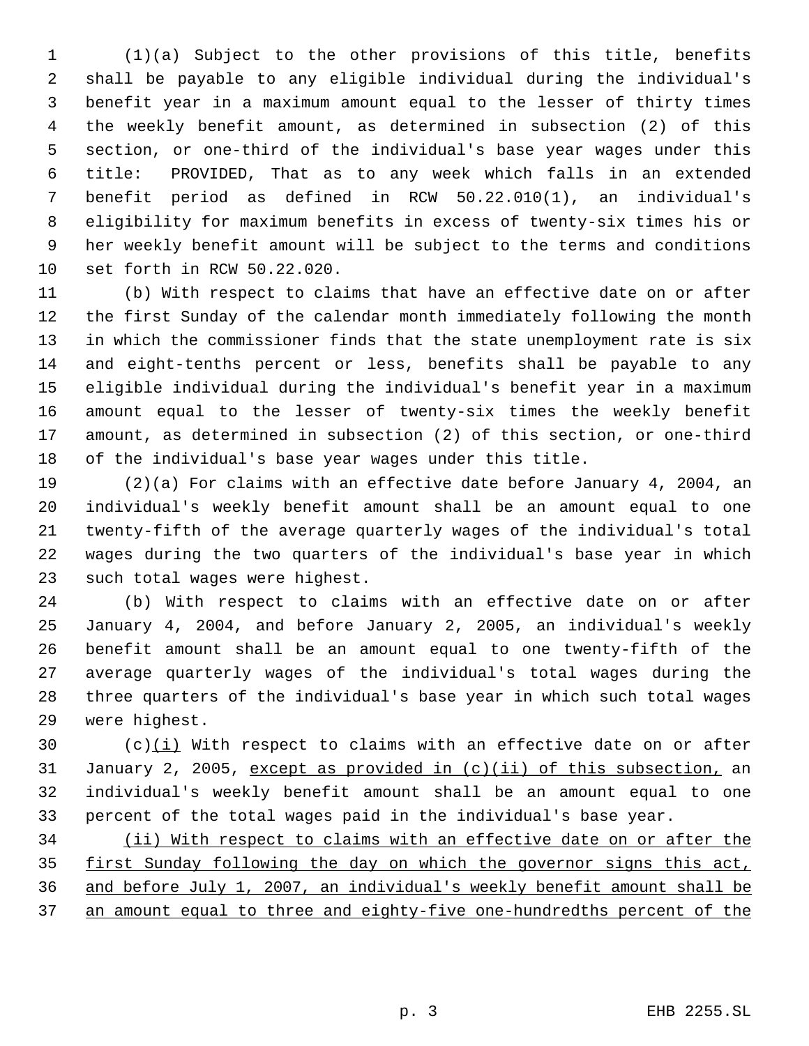(1)(a) Subject to the other provisions of this title, benefits shall be payable to any eligible individual during the individual's benefit year in a maximum amount equal to the lesser of thirty times the weekly benefit amount, as determined in subsection (2) of this section, or one-third of the individual's base year wages under this title: PROVIDED, That as to any week which falls in an extended benefit period as defined in RCW 50.22.010(1), an individual's eligibility for maximum benefits in excess of twenty-six times his or her weekly benefit amount will be subject to the terms and conditions set forth in RCW 50.22.020.

(b) With respect to claims that have an effective date on or after the first Sunday of the calendar month immediately following the month in which the commissioner finds that the state unemployment rate is six and eight-tenths percent or less, benefits shall be payable to any eligible individual during the individual's benefit year in a maximum amount equal to the lesser of twenty-six times the weekly benefit amount, as determined in subsection (2) of this section, or one-third of the individual's base year wages under this title.

(2)(a) For claims with an effective date before January 4, 2004, an individual's weekly benefit amount shall be an amount equal to one twenty-fifth of the average quarterly wages of the individual's total wages during the two quarters of the individual's base year in which such total wages were highest.

(b) With respect to claims with an effective date on or after January 4, 2004, and before January 2, 2005, an individual's weekly benefit amount shall be an amount equal to one twenty-fifth of the average quarterly wages of the individual's total wages during the three quarters of the individual's base year in which such total wages were highest.

(c)(i) With respect to claims with an effective date on or after January 2, 2005, except as provided in (c)(ii) of this subsection, an individual's weekly benefit amount shall be an amount equal to one percent of the total wages paid in the individual's base year.

(ii) With respect to claims with an effective date on or after the first Sunday following the day on which the governor signs this act, and before July 1, 2007, an individual's weekly benefit amount shall be an amount equal to three and eighty-five one-hundredths percent of the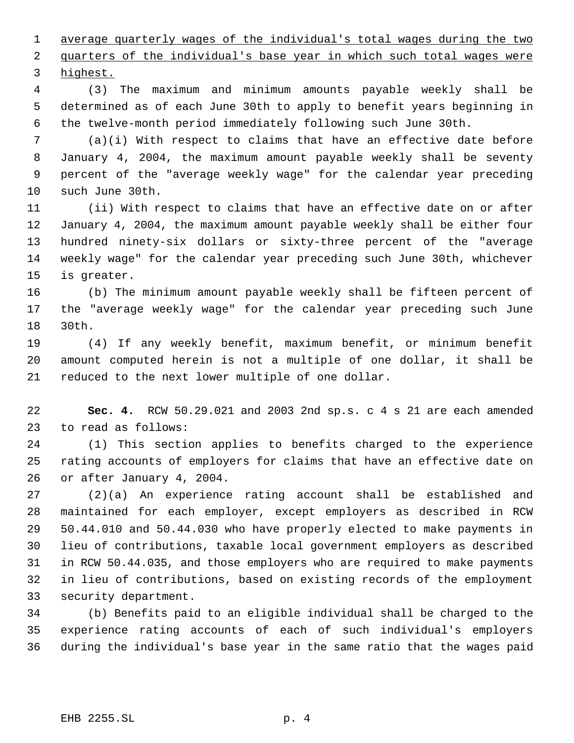average quarterly wages of the individual's total wages during the two quarters of the individual's base year in which such total wages were highest.

(3) The maximum and minimum amounts payable weekly shall be determined as of each June 30th to apply to benefit years beginning in the twelve-month period immediately following such June 30th.

(a)(i) With respect to claims that have an effective date before January 4, 2004, the maximum amount payable weekly shall be seventy percent of the "average weekly wage" for the calendar year preceding such June 30th.

(ii) With respect to claims that have an effective date on or after January 4, 2004, the maximum amount payable weekly shall be either four hundred ninety-six dollars or sixty-three percent of the "average weekly wage" for the calendar year preceding such June 30th, whichever is greater.

(b) The minimum amount payable weekly shall be fifteen percent of the "average weekly wage" for the calendar year preceding such June 30th.

(4) If any weekly benefit, maximum benefit, or minimum benefit amount computed herein is not a multiple of one dollar, it shall be reduced to the next lower multiple of one dollar.

**Sec. 4.** RCW 50.29.021 and 2003 2nd sp.s. c 4 s 21 are each amended to read as follows:

(1) This section applies to benefits charged to the experience rating accounts of employers for claims that have an effective date on or after January 4, 2004.

(2)(a) An experience rating account shall be established and maintained for each employer, except employers as described in RCW 50.44.010 and 50.44.030 who have properly elected to make payments in lieu of contributions, taxable local government employers as described in RCW 50.44.035, and those employers who are required to make payments in lieu of contributions, based on existing records of the employment security department.

(b) Benefits paid to an eligible individual shall be charged to the experience rating accounts of each of such individual's employers during the individual's base year in the same ratio that the wages paid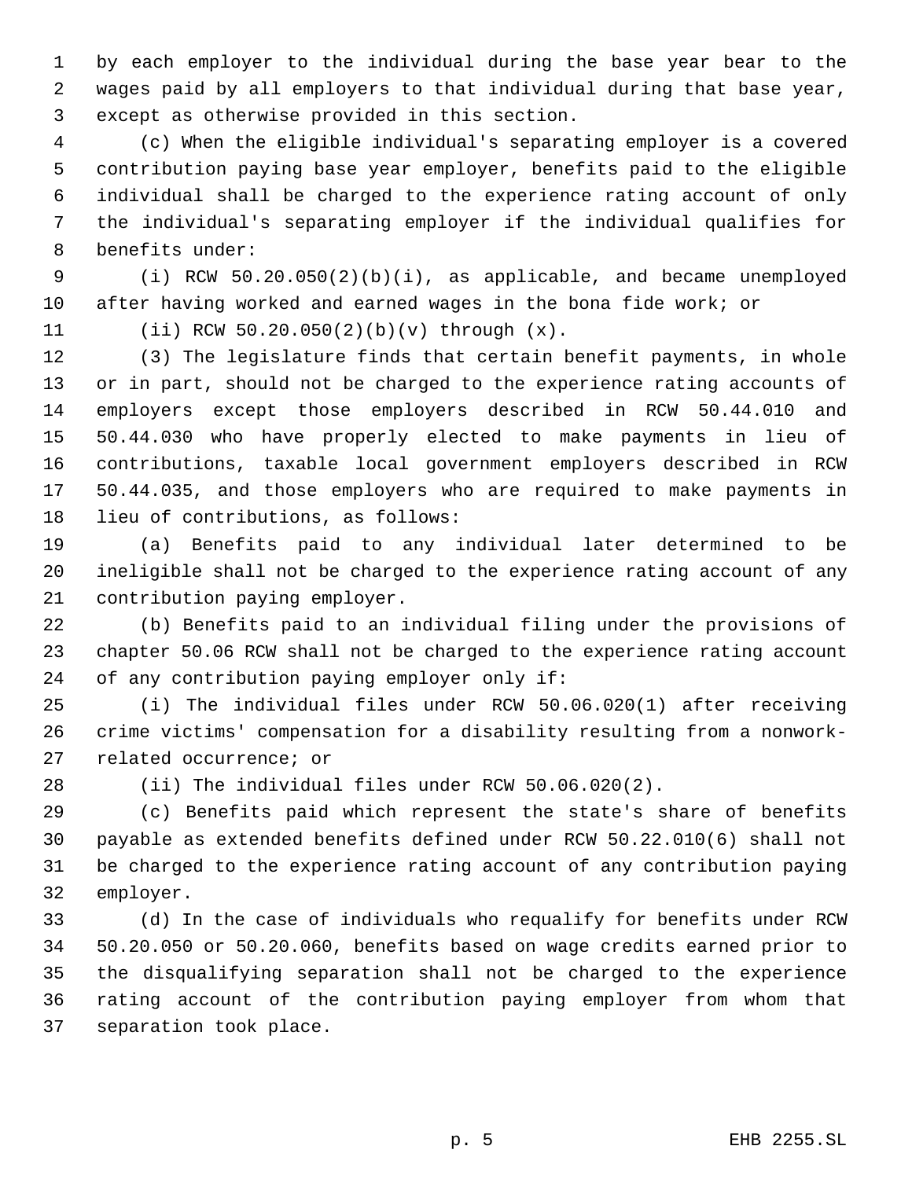by each employer to the individual during the base year bear to the wages paid by all employers to that individual during that base year, except as otherwise provided in this section.

(c) When the eligible individual's separating employer is a covered contribution paying base year employer, benefits paid to the eligible individual shall be charged to the experience rating account of only the individual's separating employer if the individual qualifies for benefits under:

(i) RCW 50.20.050(2)(b)(i), as applicable, and became unemployed after having worked and earned wages in the bona fide work; or

(ii) RCW 50.20.050(2)(b)(v) through (x).

(3) The legislature finds that certain benefit payments, in whole or in part, should not be charged to the experience rating accounts of employers except those employers described in RCW 50.44.010 and 50.44.030 who have properly elected to make payments in lieu of contributions, taxable local government employers described in RCW 50.44.035, and those employers who are required to make payments in lieu of contributions, as follows:

(a) Benefits paid to any individual later determined to be ineligible shall not be charged to the experience rating account of any contribution paying employer.

(b) Benefits paid to an individual filing under the provisions of chapter 50.06 RCW shall not be charged to the experience rating account of any contribution paying employer only if:

(i) The individual files under RCW 50.06.020(1) after receiving crime victims' compensation for a disability resulting from a nonwork-related occurrence; or

(ii) The individual files under RCW 50.06.020(2).

(c) Benefits paid which represent the state's share of benefits payable as extended benefits defined under RCW 50.22.010(6) shall not be charged to the experience rating account of any contribution paying employer.

(d) In the case of individuals who requalify for benefits under RCW 50.20.050 or 50.20.060, benefits based on wage credits earned prior to the disqualifying separation shall not be charged to the experience rating account of the contribution paying employer from whom that separation took place.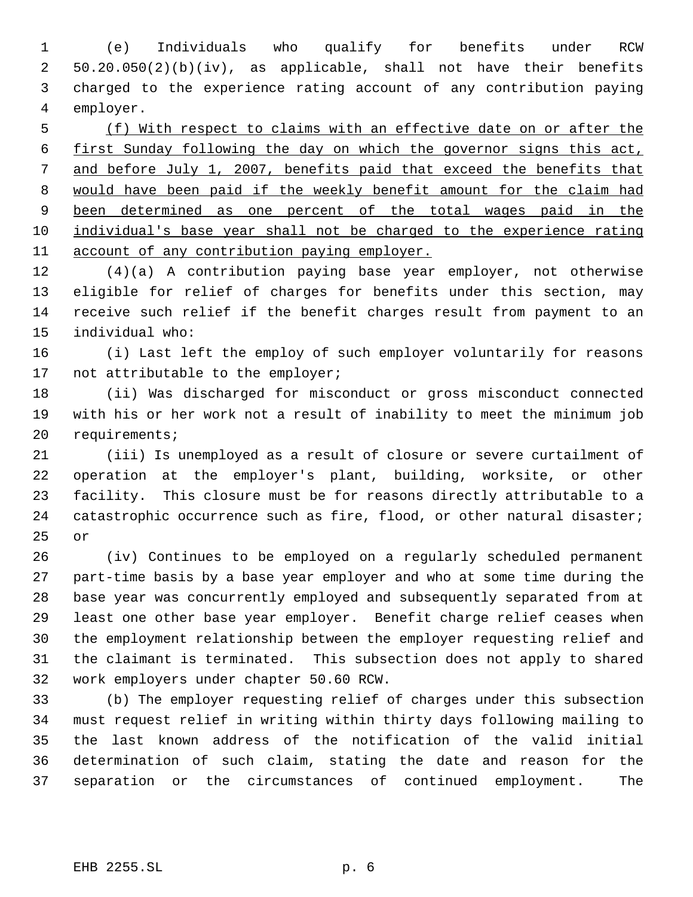(e) Individuals who qualify for benefits under RCW 50.20.050(2)(b)(iv), as applicable, shall not have their benefits charged to the experience rating account of any contribution paying employer.

<u>(f) With respect to claims with an effective date on or after the first Sunday following the day on which the governor signs this act, and before July 1, 2007, benefits paid that exceed the benefits that would have been paid if the weekly benefit amount for the claim had been determined as one percent of the total wages paid in the individual's base year shall not be charged to the experience rating account of any contribution paying employer.</u>

(4)(a) A contribution paying base year employer, not otherwise eligible for relief of charges for benefits under this section, may receive such relief if the benefit charges result from payment to an individual who:

(i) Last left the employ of such employer voluntarily for reasons not attributable to the employer;

(ii) Was discharged for misconduct or gross misconduct connected with his or her work not a result of inability to meet the minimum job requirements;

(iii) Is unemployed as a result of closure or severe curtailment of operation at the employer's plant, building, worksite, or other facility. This closure must be for reasons directly attributable to a catastrophic occurrence such as fire, flood, or other natural disaster; or

(iv) Continues to be employed on a regularly scheduled permanent part-time basis by a base year employer and who at some time during the base year was concurrently employed and subsequently separated from at least one other base year employer. Benefit charge relief ceases when the employment relationship between the employer requesting relief and the claimant is terminated. This subsection does not apply to shared work employers under chapter 50.60 RCW.

(b) The employer requesting relief of charges under this subsection must request relief in writing within thirty days following mailing to the last known address of the notification of the valid initial determination of such claim, stating the date and reason for the separation or the circumstances of continued employment. The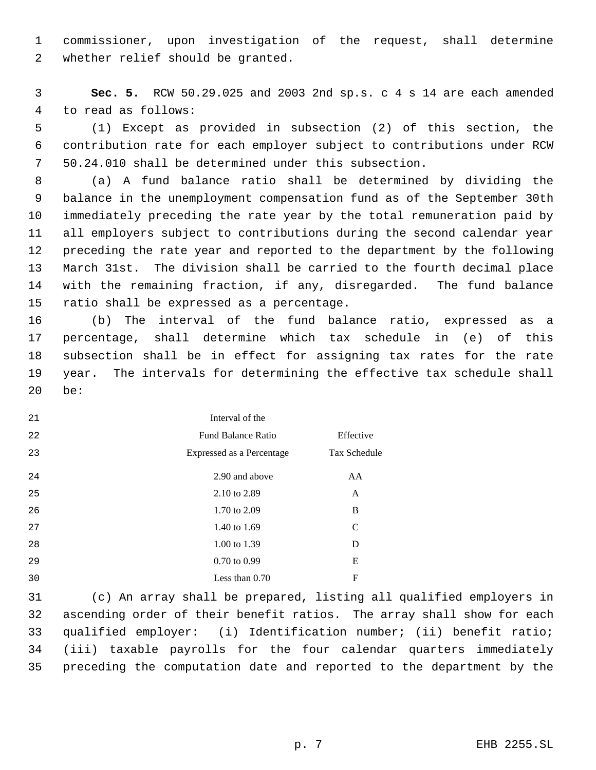commissioner, upon investigation of the request, shall determine whether relief should be granted.

**Sec. 5.** RCW 50.29.025 and 2003 2nd sp.s. c 4 s 14 are each amended to read as follows:

(1) Except as provided in subsection (2) of this section, the contribution rate for each employer subject to contributions under RCW 50.24.010 shall be determined under this subsection.

(a) A fund balance ratio shall be determined by dividing the balance in the unemployment compensation fund as of the September 30th immediately preceding the rate year by the total remuneration paid by all employers subject to contributions during the second calendar year preceding the rate year and reported to the department by the following March 31st. The division shall be carried to the fourth decimal place with the remaining fraction, if any, disregarded. The fund balance ratio shall be expressed as a percentage.

(b) The interval of the fund balance ratio, expressed as a percentage, shall determine which tax schedule in (e) of this subsection shall be in effect for assigning tax rates for the rate year. The intervals for determining the effective tax schedule shall be:

| Interval of the Fund Balance Ratio Expressed as a Percentage | Effective Tax Schedule |
|---|---|
| 2.90 and above | AA |
| 2.10 to 2.89 | A |
| 1.70 to 2.09 | B |
| 1.40 to 1.69 | C |
| 1.00 to 1.39 | D |
| 0.70 to 0.99 | E |
| Less than 0.70 | F |

(c) An array shall be prepared, listing all qualified employers in ascending order of their benefit ratios. The array shall show for each qualified employer: (i) Identification number; (ii) benefit ratio; (iii) taxable payrolls for the four calendar quarters immediately preceding the computation date and reported to the department by the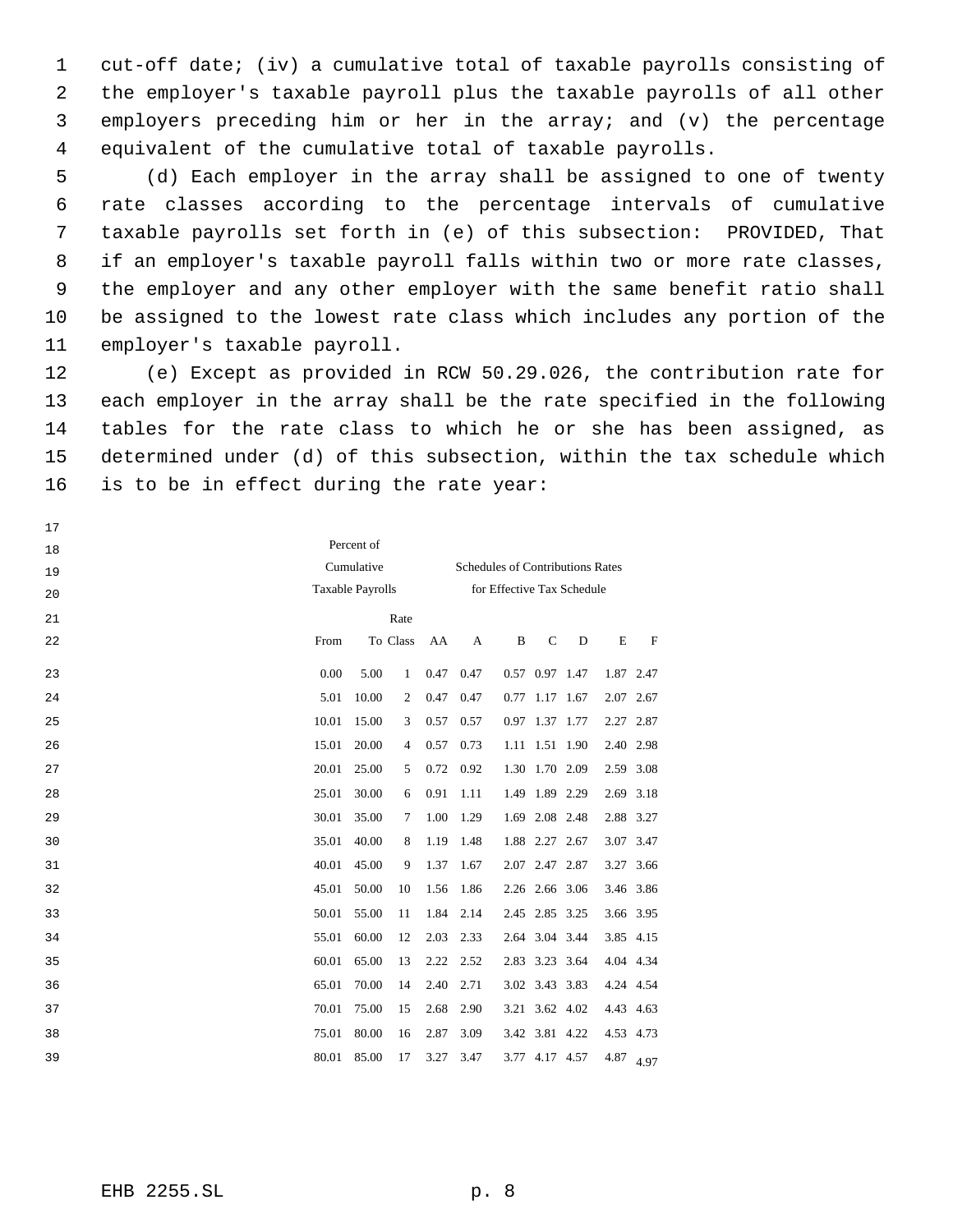cut-off date; (iv) a cumulative total of taxable payrolls consisting of the employer's taxable payroll plus the taxable payrolls of all other employers preceding him or her in the array; and (v) the percentage equivalent of the cumulative total of taxable payrolls.

(d) Each employer in the array shall be assigned to one of twenty rate classes according to the percentage intervals of cumulative taxable payrolls set forth in (e) of this subsection: PROVIDED, That if an employer's taxable payroll falls within two or more rate classes, the employer and any other employer with the same benefit ratio shall be assigned to the lowest rate class which includes any portion of the employer's taxable payroll.

(e) Except as provided in RCW 50.29.026, the contribution rate for each employer in the array shall be the rate specified in the following tables for the rate class to which he or she has been assigned, as determined under (d) of this subsection, within the tax schedule which is to be in effect during the rate year:

| Percent of Cumulative Taxable Payrolls | | | Schedules of Contributions Rates for Effective Tax Schedule | | | | | | |
|---|---|---|---|---|---|---|---|---|---|
| From | To | Rate Class | AA | A | B | C | D | E | F |
| 0.00 | 5.00 | 1 | 0.47 | 0.47 | 0.57 | 0.97 | 1.47 | 1.87 | 2.47 |
| 5.01 | 10.00 | 2 | 0.47 | 0.47 | 0.77 | 1.17 | 1.67 | 2.07 | 2.67 |
| 10.01 | 15.00 | 3 | 0.57 | 0.57 | 0.97 | 1.37 | 1.77 | 2.27 | 2.87 |
| 15.01 | 20.00 | 4 | 0.57 | 0.73 | 1.11 | 1.51 | 1.90 | 2.40 | 2.98 |
| 20.01 | 25.00 | 5 | 0.72 | 0.92 | 1.30 | 1.70 | 2.09 | 2.59 | 3.08 |
| 25.01 | 30.00 | 6 | 0.91 | 1.11 | 1.49 | 1.89 | 2.29 | 2.69 | 3.18 |
| 30.01 | 35.00 | 7 | 1.00 | 1.29 | 1.69 | 2.08 | 2.48 | 2.88 | 3.27 |
| 35.01 | 40.00 | 8 | 1.19 | 1.48 | 1.88 | 2.27 | 2.67 | 3.07 | 3.47 |
| 40.01 | 45.00 | 9 | 1.37 | 1.67 | 2.07 | 2.47 | 2.87 | 3.27 | 3.66 |
| 45.01 | 50.00 | 10 | 1.56 | 1.86 | 2.26 | 2.66 | 3.06 | 3.46 | 3.86 |
| 50.01 | 55.00 | 11 | 1.84 | 2.14 | 2.45 | 2.85 | 3.25 | 3.66 | 3.95 |
| 55.01 | 60.00 | 12 | 2.03 | 2.33 | 2.64 | 3.04 | 3.44 | 3.85 | 4.15 |
| 60.01 | 65.00 | 13 | 2.22 | 2.52 | 2.83 | 3.23 | 3.64 | 4.04 | 4.34 |
| 65.01 | 70.00 | 14 | 2.40 | 2.71 | 3.02 | 3.43 | 3.83 | 4.24 | 4.54 |
| 70.01 | 75.00 | 15 | 2.68 | 2.90 | 3.21 | 3.62 | 4.02 | 4.43 | 4.63 |
| 75.01 | 80.00 | 16 | 2.87 | 3.09 | 3.42 | 3.81 | 4.22 | 4.53 | 4.73 |
| 80.01 | 85.00 | 17 | 3.27 | 3.47 | 3.77 | 4.17 | 4.57 | 4.87 | 4.97 |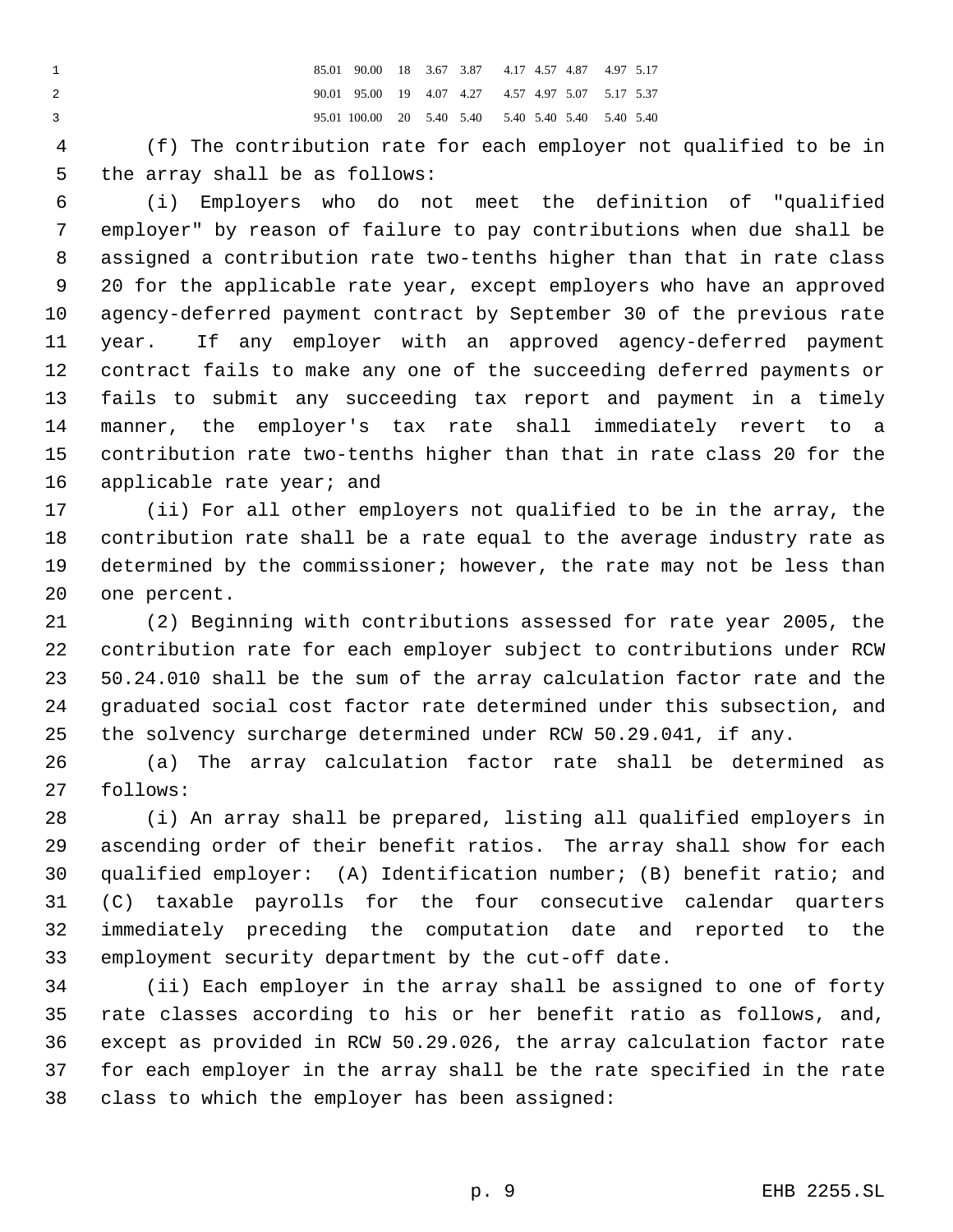| | | | | | | | | | |
|---|---|---|---|---|---|---|---|---|---|
| 85.01 | 90.00 | 18 | 3.67 | 3.87 | 4.17 | 4.57 | 4.87 | 4.97 | 5.17 |
| 90.01 | 95.00 | 19 | 4.07 | 4.27 | 4.57 | 4.97 | 5.07 | 5.17 | 5.37 |
| 95.01 | 100.00 | 20 | 5.40 | 5.40 | 5.40 | 5.40 | 5.40 | 5.40 | 5.40 |

(f) The contribution rate for each employer not qualified to be in the array shall be as follows:

(i) Employers who do not meet the definition of "qualified employer" by reason of failure to pay contributions when due shall be assigned a contribution rate two-tenths higher than that in rate class 20 for the applicable rate year, except employers who have an approved agency-deferred payment contract by September 30 of the previous rate year. If any employer with an approved agency-deferred payment contract fails to make any one of the succeeding deferred payments or fails to submit any succeeding tax report and payment in a timely manner, the employer's tax rate shall immediately revert to a contribution rate two-tenths higher than that in rate class 20 for the applicable rate year; and

(ii) For all other employers not qualified to be in the array, the contribution rate shall be a rate equal to the average industry rate as determined by the commissioner; however, the rate may not be less than one percent.

(2) Beginning with contributions assessed for rate year 2005, the contribution rate for each employer subject to contributions under RCW 50.24.010 shall be the sum of the array calculation factor rate and the graduated social cost factor rate determined under this subsection, and the solvency surcharge determined under RCW 50.29.041, if any.

(a) The array calculation factor rate shall be determined as follows:

(i) An array shall be prepared, listing all qualified employers in ascending order of their benefit ratios. The array shall show for each qualified employer: (A) Identification number; (B) benefit ratio; and (C) taxable payrolls for the four consecutive calendar quarters immediately preceding the computation date and reported to the employment security department by the cut-off date.

(ii) Each employer in the array shall be assigned to one of forty rate classes according to his or her benefit ratio as follows, and, except as provided in RCW 50.29.026, the array calculation factor rate for each employer in the array shall be the rate specified in the rate class to which the employer has been assigned: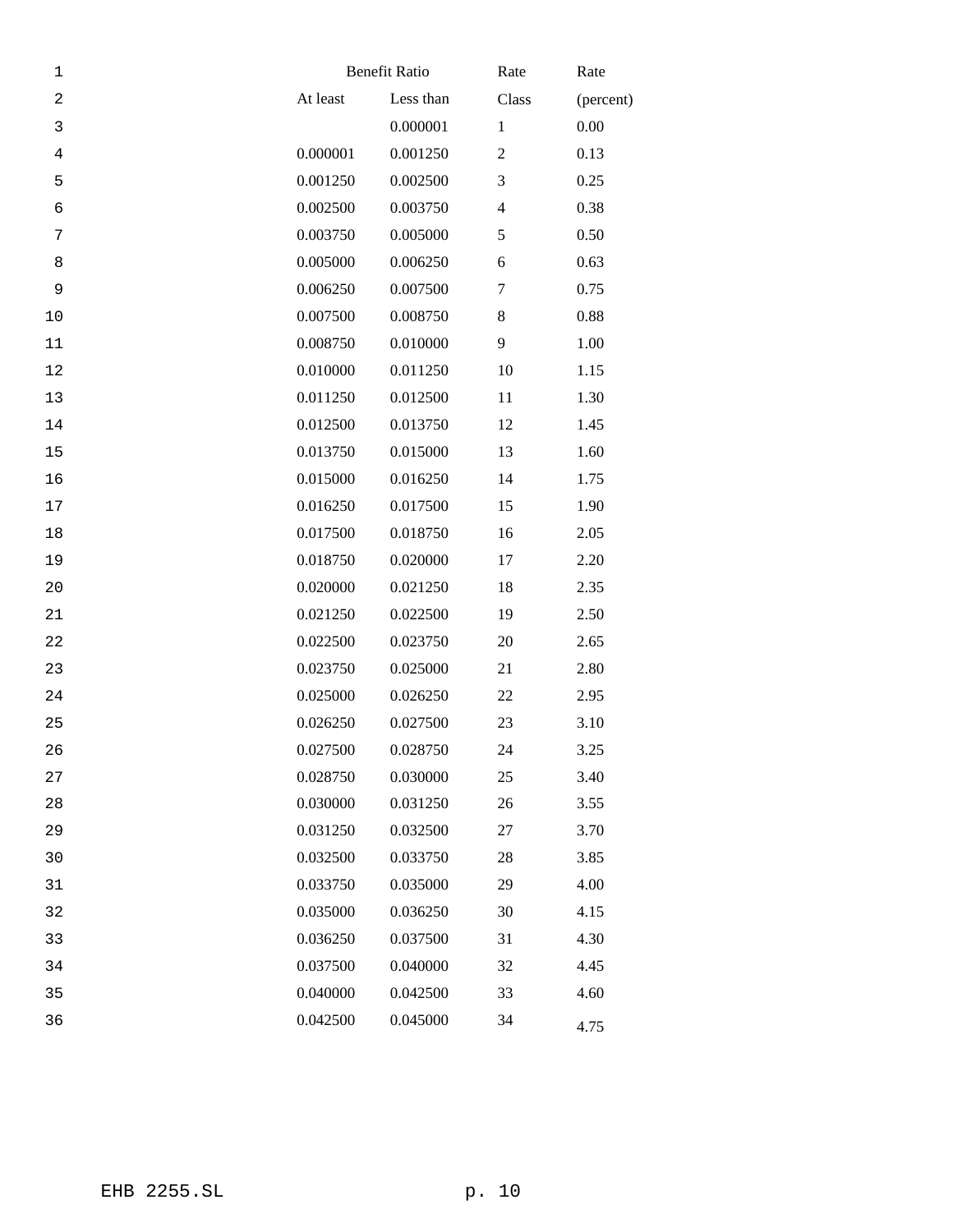| Benefit Ratio | | Rate | Rate |
|---|---|---|---|
| At least | Less than | Class | (percent) |
| | 0.000001 | 1 | 0.00 |
| 0.000001 | 0.001250 | 2 | 0.13 |
| 0.001250 | 0.002500 | 3 | 0.25 |
| 0.002500 | 0.003750 | 4 | 0.38 |
| 0.003750 | 0.005000 | 5 | 0.50 |
| 0.005000 | 0.006250 | 6 | 0.63 |
| 0.006250 | 0.007500 | 7 | 0.75 |
| 0.007500 | 0.008750 | 8 | 0.88 |
| 0.008750 | 0.010000 | 9 | 1.00 |
| 0.010000 | 0.011250 | 10 | 1.15 |
| 0.011250 | 0.012500 | 11 | 1.30 |
| 0.012500 | 0.013750 | 12 | 1.45 |
| 0.013750 | 0.015000 | 13 | 1.60 |
| 0.015000 | 0.016250 | 14 | 1.75 |
| 0.016250 | 0.017500 | 15 | 1.90 |
| 0.017500 | 0.018750 | 16 | 2.05 |
| 0.018750 | 0.020000 | 17 | 2.20 |
| 0.020000 | 0.021250 | 18 | 2.35 |
| 0.021250 | 0.022500 | 19 | 2.50 |
| 0.022500 | 0.023750 | 20 | 2.65 |
| 0.023750 | 0.025000 | 21 | 2.80 |
| 0.025000 | 0.026250 | 22 | 2.95 |
| 0.026250 | 0.027500 | 23 | 3.10 |
| 0.027500 | 0.028750 | 24 | 3.25 |
| 0.028750 | 0.030000 | 25 | 3.40 |
| 0.030000 | 0.031250 | 26 | 3.55 |
| 0.031250 | 0.032500 | 27 | 3.70 |
| 0.032500 | 0.033750 | 28 | 3.85 |
| 0.033750 | 0.035000 | 29 | 4.00 |
| 0.035000 | 0.036250 | 30 | 4.15 |
| 0.036250 | 0.037500 | 31 | 4.30 |
| 0.037500 | 0.040000 | 32 | 4.45 |
| 0.040000 | 0.042500 | 33 | 4.60 |
| 0.042500 | 0.045000 | 34 | 4.75 |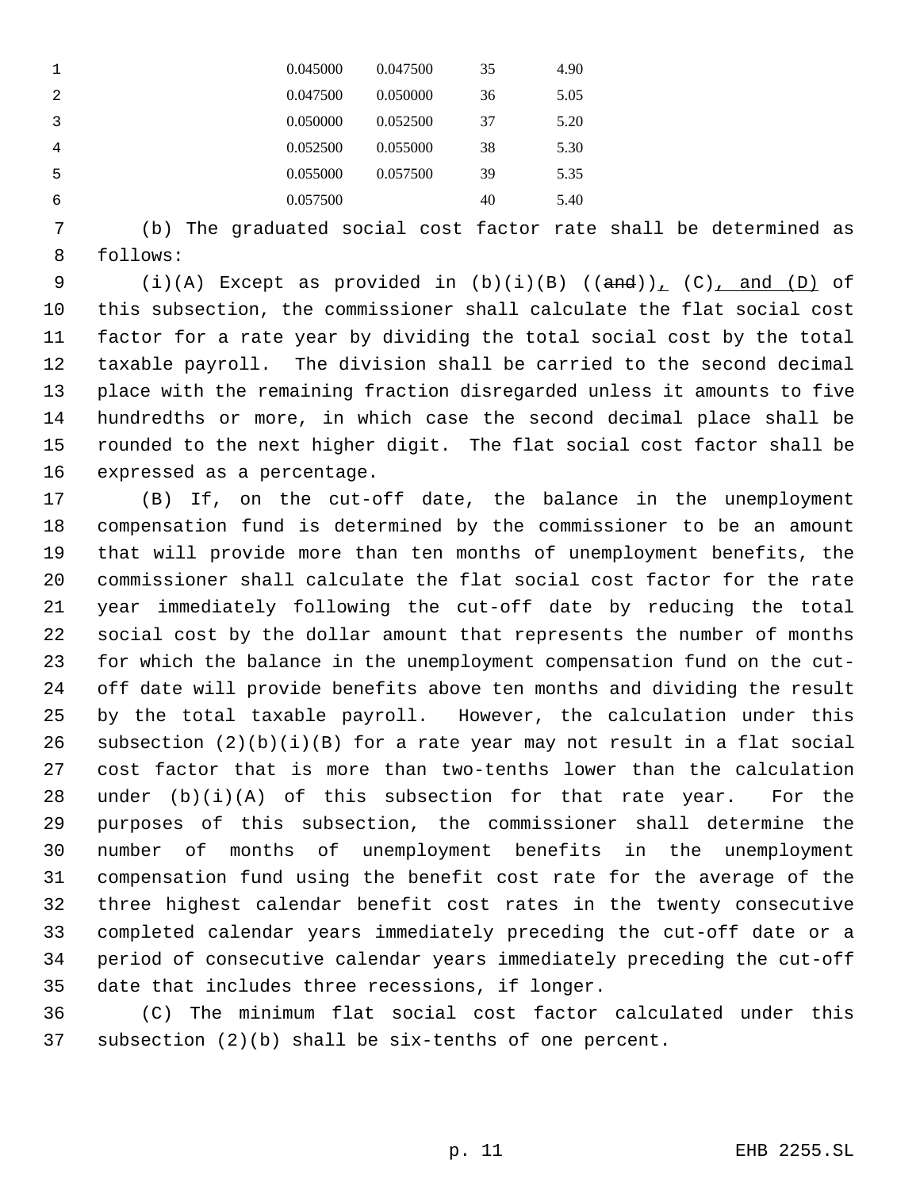| | | | |
|---|---|---|---|
| 0.045000 | 0.047500 | 35 | 4.90 |
| 0.047500 | 0.050000 | 36 | 5.05 |
| 0.050000 | 0.052500 | 37 | 5.20 |
| 0.052500 | 0.055000 | 38 | 5.30 |
| 0.055000 | 0.057500 | 39 | 5.35 |
| 0.057500 | | 40 | 5.40 |

(b) The graduated social cost factor rate shall be determined as follows:

(i)(A) Except as provided in (b)(i)(B) ((~~and~~))_,_ (C)_, and (D)_ of this subsection, the commissioner shall calculate the flat social cost factor for a rate year by dividing the total social cost by the total taxable payroll. The division shall be carried to the second decimal place with the remaining fraction disregarded unless it amounts to five hundredths or more, in which case the second decimal place shall be rounded to the next higher digit. The flat social cost factor shall be expressed as a percentage.

(B) If, on the cut-off date, the balance in the unemployment compensation fund is determined by the commissioner to be an amount that will provide more than ten months of unemployment benefits, the commissioner shall calculate the flat social cost factor for the rate year immediately following the cut-off date by reducing the total social cost by the dollar amount that represents the number of months for which the balance in the unemployment compensation fund on the cut-off date will provide benefits above ten months and dividing the result by the total taxable payroll. However, the calculation under this subsection (2)(b)(i)(B) for a rate year may not result in a flat social cost factor that is more than two-tenths lower than the calculation under (b)(i)(A) of this subsection for that rate year. For the purposes of this subsection, the commissioner shall determine the number of months of unemployment benefits in the unemployment compensation fund using the benefit cost rate for the average of the three highest calendar benefit cost rates in the twenty consecutive completed calendar years immediately preceding the cut-off date or a period of consecutive calendar years immediately preceding the cut-off date that includes three recessions, if longer.

(C) The minimum flat social cost factor calculated under this subsection (2)(b) shall be six-tenths of one percent.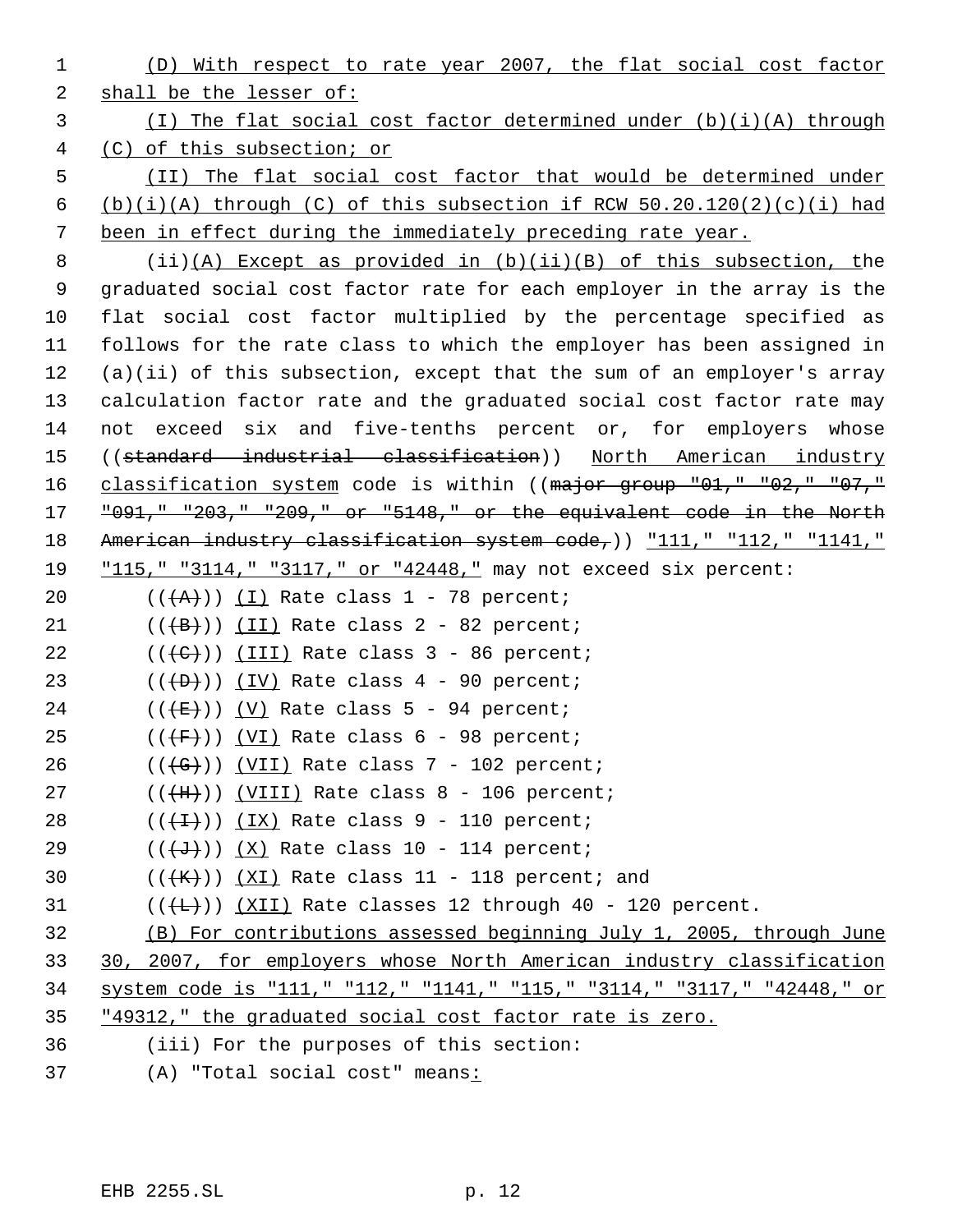(D) With respect to rate year 2007, the flat social cost factor shall be the lesser of:

(I) The flat social cost factor determined under (b)(i)(A) through (C) of this subsection; or

(II) The flat social cost factor that would be determined under (b)(i)(A) through (C) of this subsection if RCW 50.20.120(2)(c)(i) had been in effect during the immediately preceding rate year.

(ii)(A) Except as provided in (b)(ii)(B) of this subsection, the graduated social cost factor rate for each employer in the array is the flat social cost factor multiplied by the percentage specified as follows for the rate class to which the employer has been assigned in (a)(ii) of this subsection, except that the sum of an employer's array calculation factor rate and the graduated social cost factor rate may not exceed six and five-tenths percent or, for employers whose ((standard industrial classification)) North American industry classification system code is within ((major group "01," "02," "07," "091," "203," "209," or "5148," or the equivalent code in the North American industry classification system code,)) "111," "112," "1141," "115," "3114," "3117," or "42448," may not exceed six percent:

(((A))) (I) Rate class 1 - 78 percent;

(((B))) (II) Rate class 2 - 82 percent;

(((C))) (III) Rate class 3 - 86 percent;

(((D))) (IV) Rate class 4 - 90 percent;

(((E))) (V) Rate class 5 - 94 percent;

(((F))) (VI) Rate class 6 - 98 percent;

(((G))) (VII) Rate class 7 - 102 percent;

(((H))) (VIII) Rate class 8 - 106 percent;

(((I))) (IX) Rate class 9 - 110 percent;

(((J))) (X) Rate class 10 - 114 percent;

(((K))) (XI) Rate class 11 - 118 percent; and

(((L))) (XII) Rate classes 12 through 40 - 120 percent.

(B) For contributions assessed beginning July 1, 2005, through June 30, 2007, for employers whose North American industry classification system code is "111," "112," "1141," "115," "3114," "3117," "42448," or "49312," the graduated social cost factor rate is zero.

(iii) For the purposes of this section:

(A) "Total social cost" means: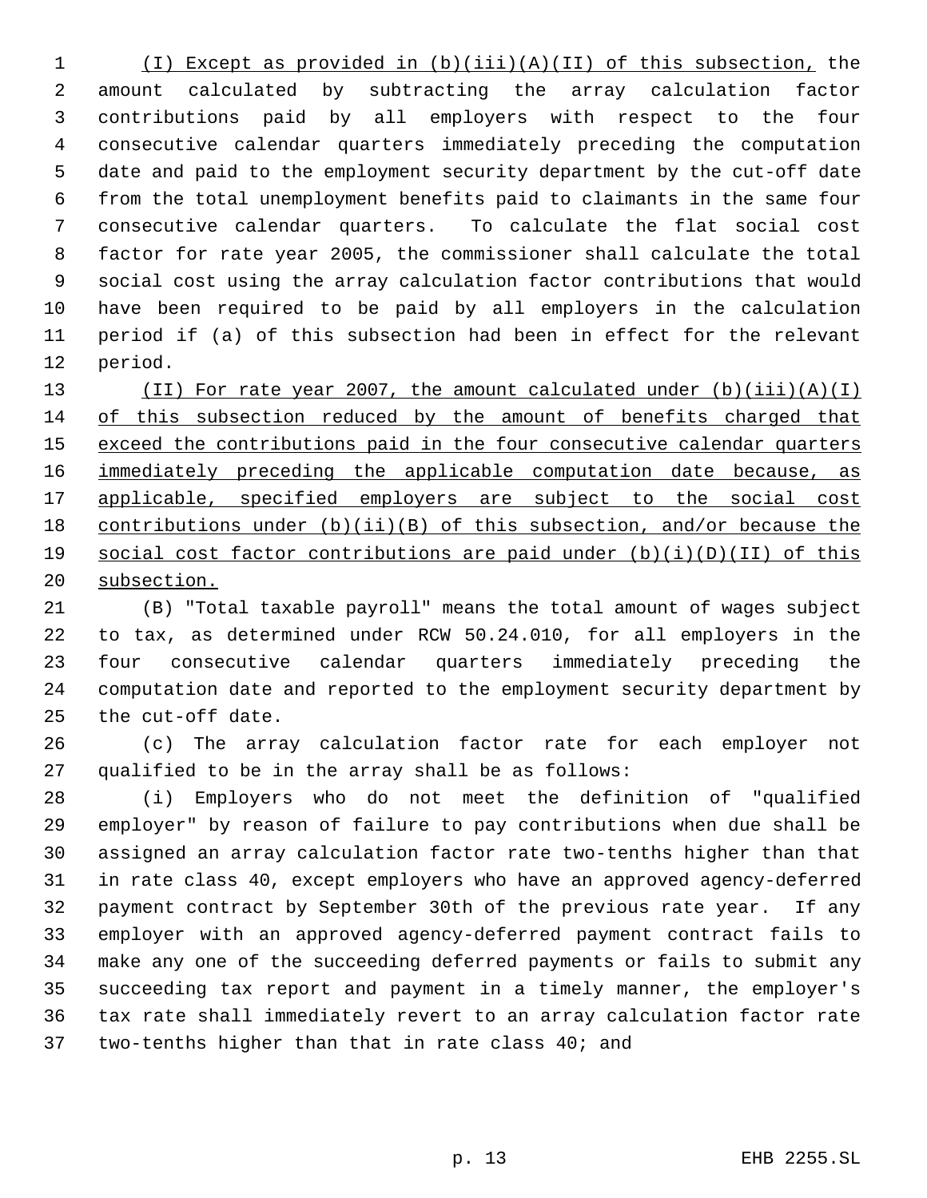(I) Except as provided in (b)(iii)(A)(II) of this subsection, the amount calculated by subtracting the array calculation factor contributions paid by all employers with respect to the four consecutive calendar quarters immediately preceding the computation date and paid to the employment security department by the cut-off date from the total unemployment benefits paid to claimants in the same four consecutive calendar quarters. To calculate the flat social cost factor for rate year 2005, the commissioner shall calculate the total social cost using the array calculation factor contributions that would have been required to be paid by all employers in the calculation period if (a) of this subsection had been in effect for the relevant period.

(II) For rate year 2007, the amount calculated under (b)(iii)(A)(I) of this subsection reduced by the amount of benefits charged that exceed the contributions paid in the four consecutive calendar quarters immediately preceding the applicable computation date because, as applicable, specified employers are subject to the social cost contributions under (b)(ii)(B) of this subsection, and/or because the social cost factor contributions are paid under (b)(i)(D)(II) of this subsection.

(B) "Total taxable payroll" means the total amount of wages subject to tax, as determined under RCW 50.24.010, for all employers in the four consecutive calendar quarters immediately preceding the computation date and reported to the employment security department by the cut-off date.

(c) The array calculation factor rate for each employer not qualified to be in the array shall be as follows:

(i) Employers who do not meet the definition of "qualified employer" by reason of failure to pay contributions when due shall be assigned an array calculation factor rate two-tenths higher than that in rate class 40, except employers who have an approved agency-deferred payment contract by September 30th of the previous rate year. If any employer with an approved agency-deferred payment contract fails to make any one of the succeeding deferred payments or fails to submit any succeeding tax report and payment in a timely manner, the employer's tax rate shall immediately revert to an array calculation factor rate two-tenths higher than that in rate class 40; and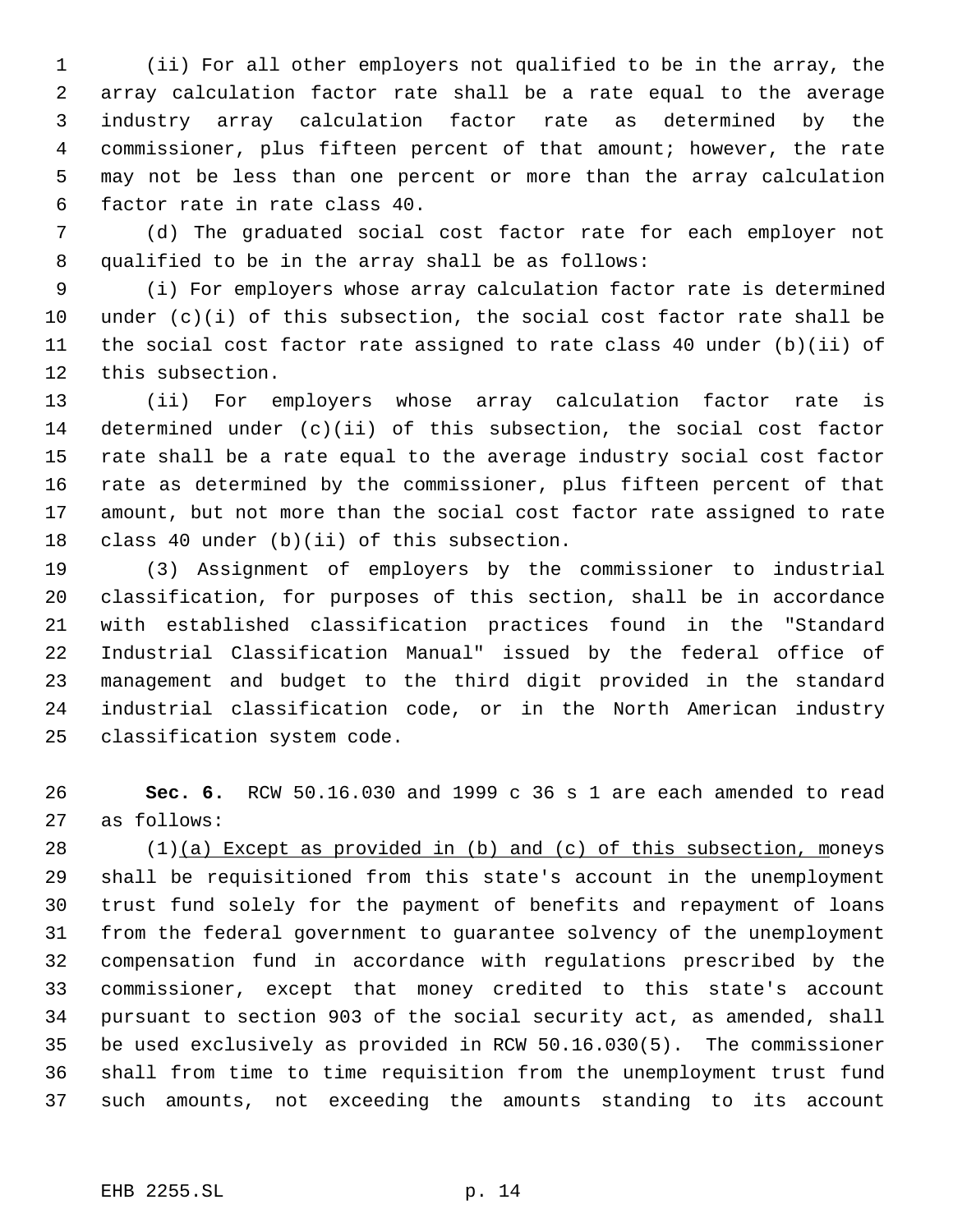(ii) For all other employers not qualified to be in the array, the array calculation factor rate shall be a rate equal to the average industry array calculation factor rate as determined by the commissioner, plus fifteen percent of that amount; however, the rate may not be less than one percent or more than the array calculation factor rate in rate class 40.

(d) The graduated social cost factor rate for each employer not qualified to be in the array shall be as follows:

(i) For employers whose array calculation factor rate is determined under (c)(i) of this subsection, the social cost factor rate shall be the social cost factor rate assigned to rate class 40 under (b)(ii) of this subsection.

(ii) For employers whose array calculation factor rate is determined under (c)(ii) of this subsection, the social cost factor rate shall be a rate equal to the average industry social cost factor rate as determined by the commissioner, plus fifteen percent of that amount, but not more than the social cost factor rate assigned to rate class 40 under (b)(ii) of this subsection.

(3) Assignment of employers by the commissioner to industrial classification, for purposes of this section, shall be in accordance with established classification practices found in the "Standard Industrial Classification Manual" issued by the federal office of management and budget to the third digit provided in the standard industrial classification code, or in the North American industry classification system code.

**Sec. 6.** RCW 50.16.030 and 1999 c 36 s 1 are each amended to read as follows:

(1)<u>(a) Except as provided in (b) and (c) of this subsection, m</u>oneys shall be requisitioned from this state's account in the unemployment trust fund solely for the payment of benefits and repayment of loans from the federal government to guarantee solvency of the unemployment compensation fund in accordance with regulations prescribed by the commissioner, except that money credited to this state's account pursuant to section 903 of the social security act, as amended, shall be used exclusively as provided in RCW 50.16.030(5). The commissioner shall from time to time requisition from the unemployment trust fund such amounts, not exceeding the amounts standing to its account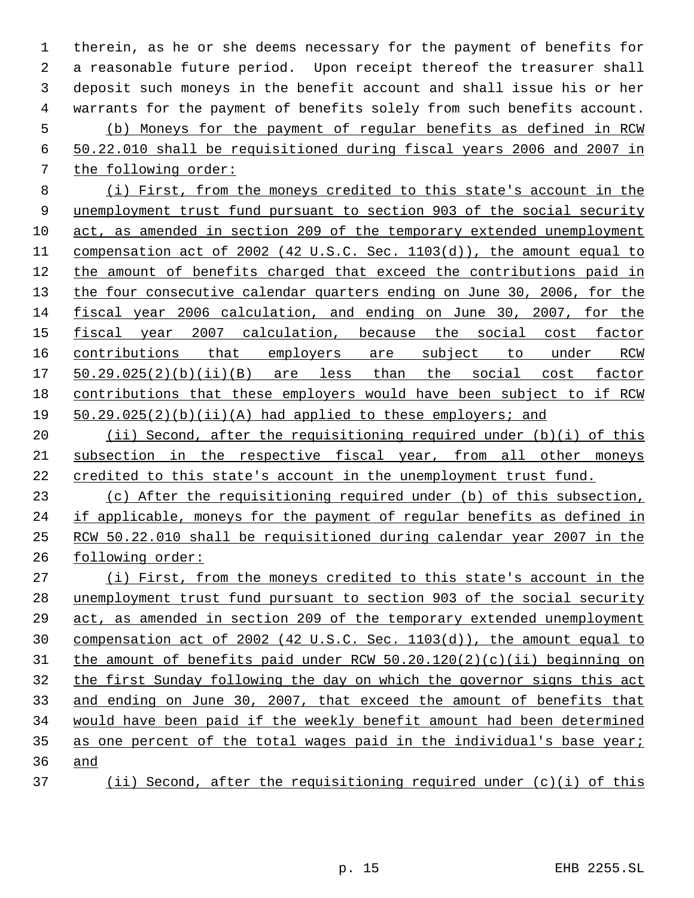therein, as he or she deems necessary for the payment of benefits for a reasonable future period. Upon receipt thereof the treasurer shall deposit such moneys in the benefit account and shall issue his or her warrants for the payment of benefits solely from such benefits account.

(b) Moneys for the payment of regular benefits as defined in RCW 50.22.010 shall be requisitioned during fiscal years 2006 and 2007 in the following order:

(i) First, from the moneys credited to this state's account in the unemployment trust fund pursuant to section 903 of the social security act, as amended in section 209 of the temporary extended unemployment compensation act of 2002 (42 U.S.C. Sec. 1103(d)), the amount equal to the amount of benefits charged that exceed the contributions paid in the four consecutive calendar quarters ending on June 30, 2006, for the fiscal year 2006 calculation, and ending on June 30, 2007, for the fiscal year 2007 calculation, because the social cost factor contributions that employers are subject to under RCW 50.29.025(2)(b)(ii)(B) are less than the social cost factor contributions that these employers would have been subject to if RCW 50.29.025(2)(b)(ii)(A) had applied to these employers; and

(ii) Second, after the requisitioning required under (b)(i) of this subsection in the respective fiscal year, from all other moneys credited to this state's account in the unemployment trust fund.

(c) After the requisitioning required under (b) of this subsection, if applicable, moneys for the payment of regular benefits as defined in RCW 50.22.010 shall be requisitioned during calendar year 2007 in the following order:

(i) First, from the moneys credited to this state's account in the unemployment trust fund pursuant to section 903 of the social security act, as amended in section 209 of the temporary extended unemployment compensation act of 2002 (42 U.S.C. Sec. 1103(d)), the amount equal to the amount of benefits paid under RCW 50.20.120(2)(c)(ii) beginning on the first Sunday following the day on which the governor signs this act and ending on June 30, 2007, that exceed the amount of benefits that would have been paid if the weekly benefit amount had been determined as one percent of the total wages paid in the individual's base year; and

(ii) Second, after the requisitioning required under (c)(i) of this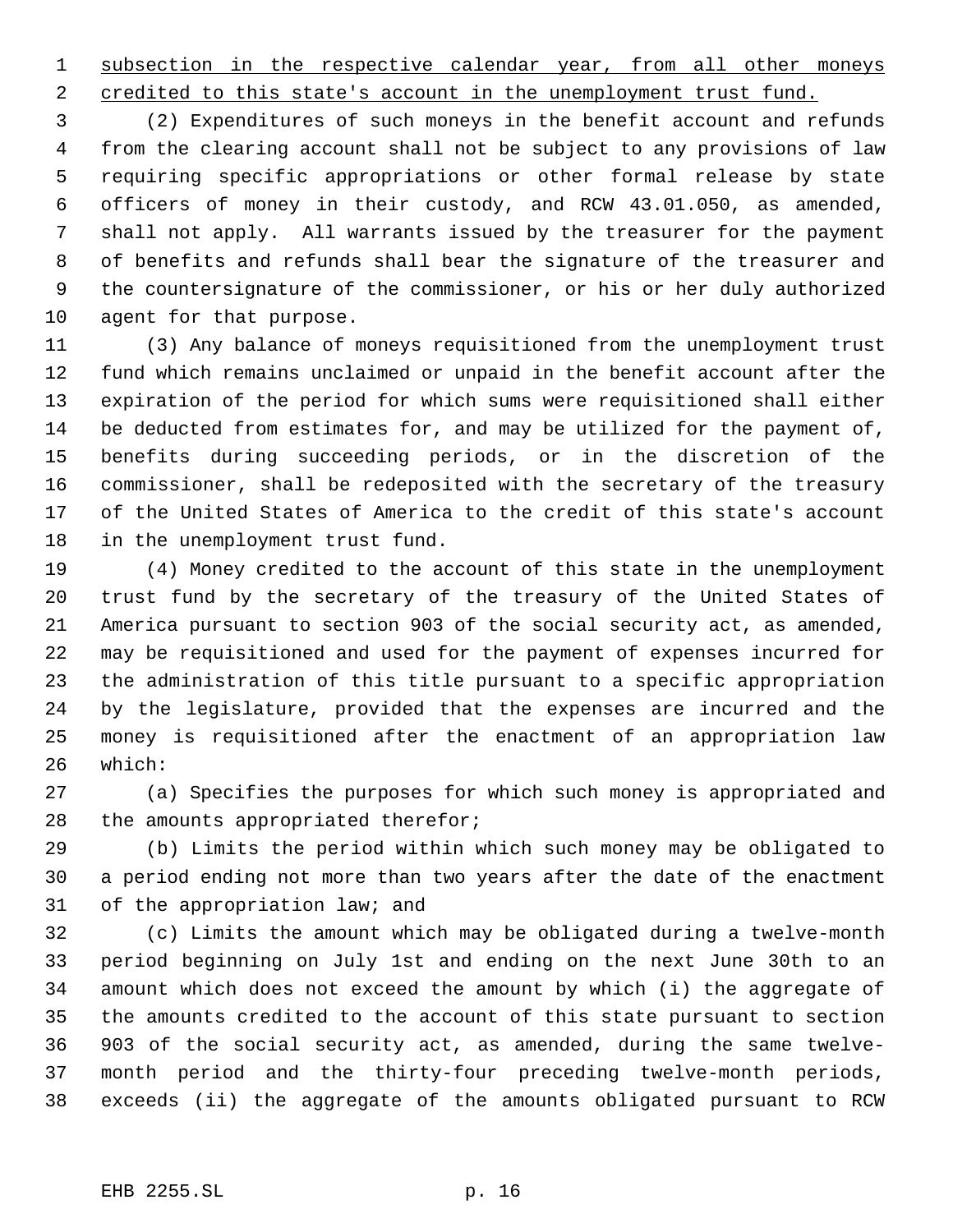subsection in the respective calendar year, from all other moneys credited to this state's account in the unemployment trust fund.

(2) Expenditures of such moneys in the benefit account and refunds from the clearing account shall not be subject to any provisions of law requiring specific appropriations or other formal release by state officers of money in their custody, and RCW 43.01.050, as amended, shall not apply. All warrants issued by the treasurer for the payment of benefits and refunds shall bear the signature of the treasurer and the countersignature of the commissioner, or his or her duly authorized agent for that purpose.

(3) Any balance of moneys requisitioned from the unemployment trust fund which remains unclaimed or unpaid in the benefit account after the expiration of the period for which sums were requisitioned shall either be deducted from estimates for, and may be utilized for the payment of, benefits during succeeding periods, or in the discretion of the commissioner, shall be redeposited with the secretary of the treasury of the United States of America to the credit of this state's account in the unemployment trust fund.

(4) Money credited to the account of this state in the unemployment trust fund by the secretary of the treasury of the United States of America pursuant to section 903 of the social security act, as amended, may be requisitioned and used for the payment of expenses incurred for the administration of this title pursuant to a specific appropriation by the legislature, provided that the expenses are incurred and the money is requisitioned after the enactment of an appropriation law which:

(a) Specifies the purposes for which such money is appropriated and the amounts appropriated therefor;

(b) Limits the period within which such money may be obligated to a period ending not more than two years after the date of the enactment of the appropriation law; and

(c) Limits the amount which may be obligated during a twelve-month period beginning on July 1st and ending on the next June 30th to an amount which does not exceed the amount by which (i) the aggregate of the amounts credited to the account of this state pursuant to section 903 of the social security act, as amended, during the same twelve-month period and the thirty-four preceding twelve-month periods, exceeds (ii) the aggregate of the amounts obligated pursuant to RCW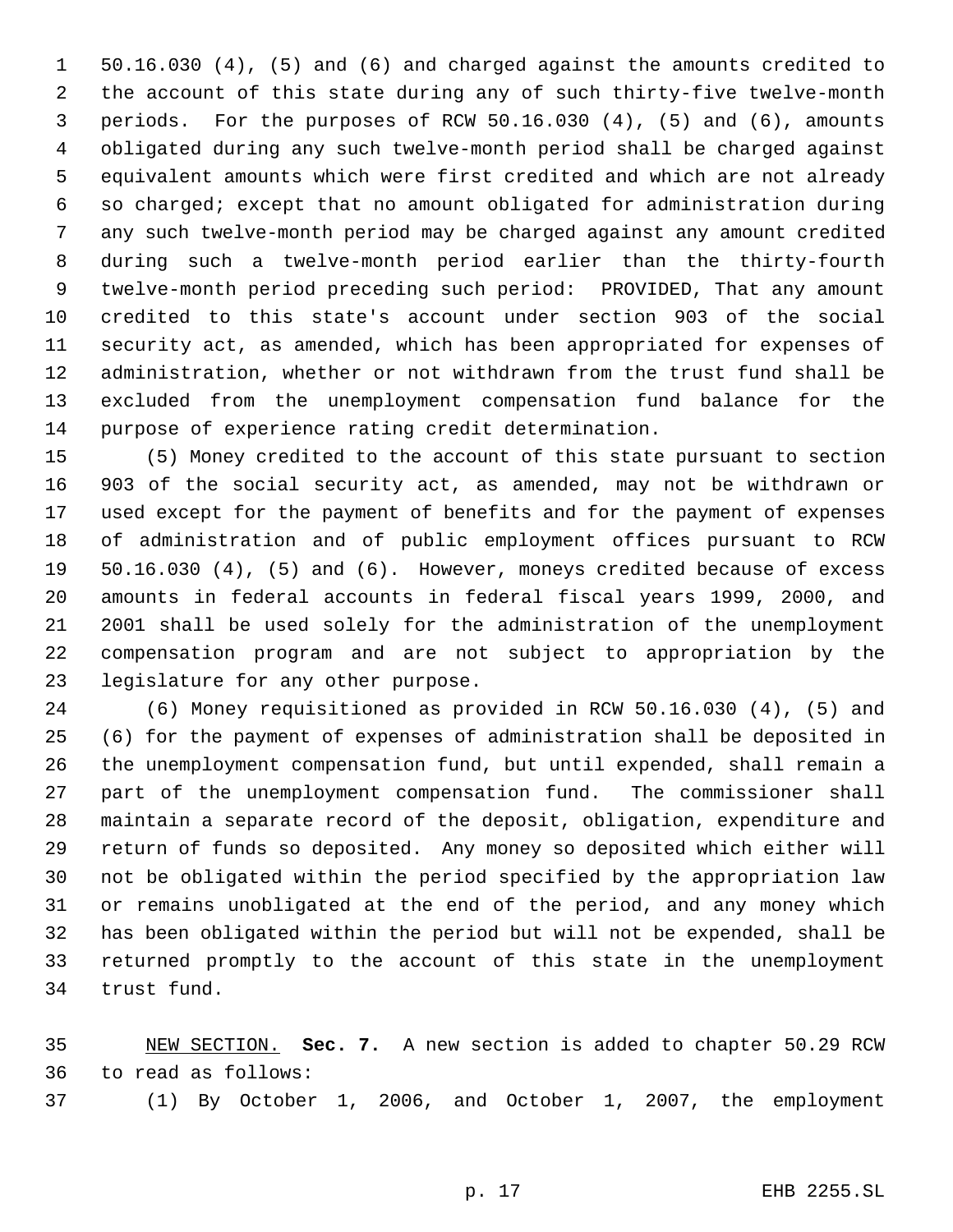50.16.030 (4), (5) and (6) and charged against the amounts credited to the account of this state during any of such thirty-five twelve-month periods. For the purposes of RCW 50.16.030 (4), (5) and (6), amounts obligated during any such twelve-month period shall be charged against equivalent amounts which were first credited and which are not already so charged; except that no amount obligated for administration during any such twelve-month period may be charged against any amount credited during such a twelve-month period earlier than the thirty-fourth twelve-month period preceding such period: PROVIDED, That any amount credited to this state's account under section 903 of the social security act, as amended, which has been appropriated for expenses of administration, whether or not withdrawn from the trust fund shall be excluded from the unemployment compensation fund balance for the purpose of experience rating credit determination.

(5) Money credited to the account of this state pursuant to section 903 of the social security act, as amended, may not be withdrawn or used except for the payment of benefits and for the payment of expenses of administration and of public employment offices pursuant to RCW 50.16.030 (4), (5) and (6). However, moneys credited because of excess amounts in federal accounts in federal fiscal years 1999, 2000, and 2001 shall be used solely for the administration of the unemployment compensation program and are not subject to appropriation by the legislature for any other purpose.

(6) Money requisitioned as provided in RCW 50.16.030 (4), (5) and (6) for the payment of expenses of administration shall be deposited in the unemployment compensation fund, but until expended, shall remain a part of the unemployment compensation fund. The commissioner shall maintain a separate record of the deposit, obligation, expenditure and return of funds so deposited. Any money so deposited which either will not be obligated within the period specified by the appropriation law or remains unobligated at the end of the period, and any money which has been obligated within the period but will not be expended, shall be returned promptly to the account of this state in the unemployment trust fund.

NEW SECTION. **Sec. 7.** A new section is added to chapter 50.29 RCW to read as follows:

(1) By October 1, 2006, and October 1, 2007, the employment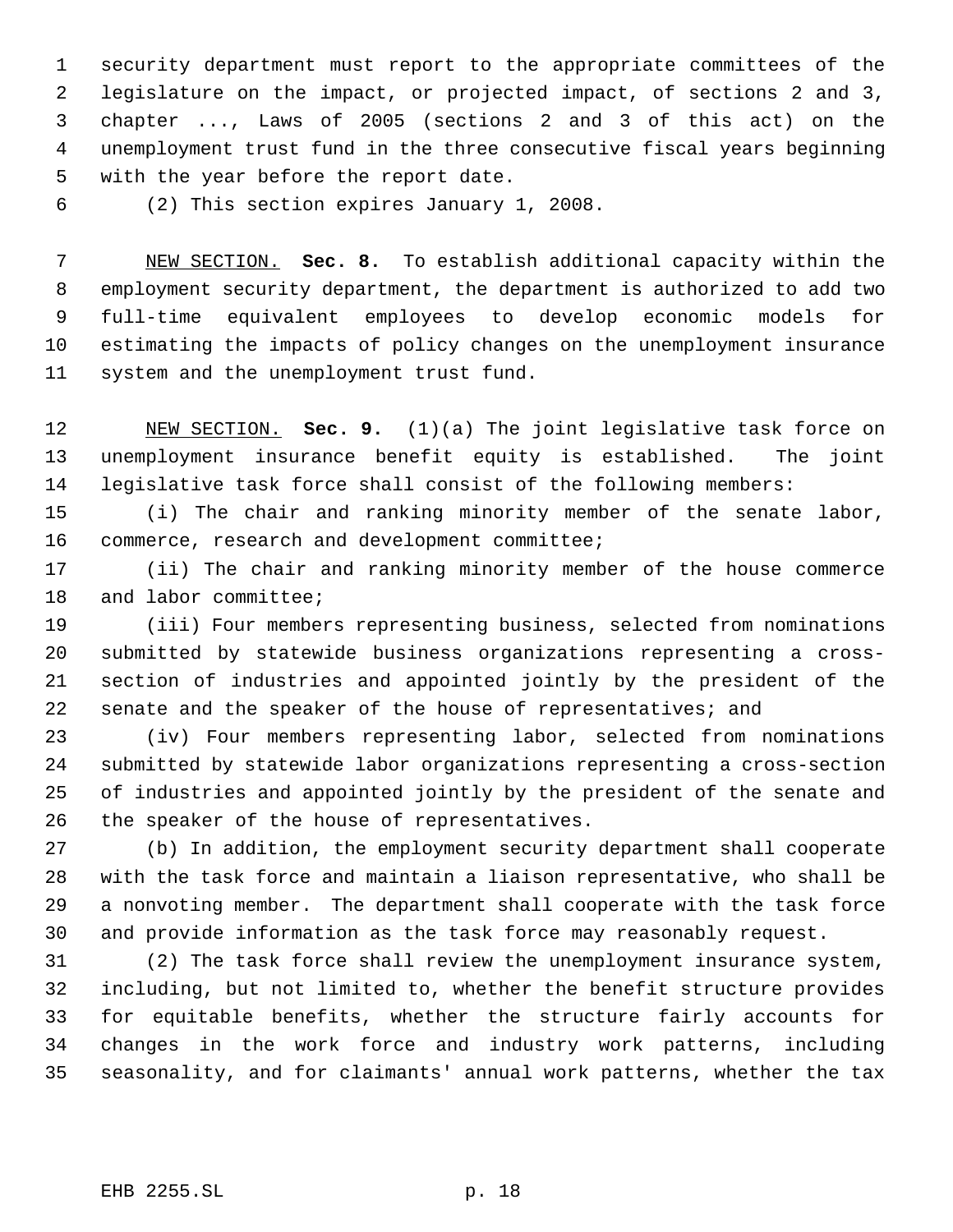security department must report to the appropriate committees of the legislature on the impact, or projected impact, of sections 2 and 3, chapter ..., Laws of 2005 (sections 2 and 3 of this act) on the unemployment trust fund in the three consecutive fiscal years beginning with the year before the report date.

(2) This section expires January 1, 2008.

NEW SECTION. **Sec. 8.** To establish additional capacity within the employment security department, the department is authorized to add two full-time equivalent employees to develop economic models for estimating the impacts of policy changes on the unemployment insurance system and the unemployment trust fund.

NEW SECTION. **Sec. 9.** (1)(a) The joint legislative task force on unemployment insurance benefit equity is established. The joint legislative task force shall consist of the following members:

(i) The chair and ranking minority member of the senate labor, commerce, research and development committee;

(ii) The chair and ranking minority member of the house commerce and labor committee;

(iii) Four members representing business, selected from nominations submitted by statewide business organizations representing a cross-section of industries and appointed jointly by the president of the senate and the speaker of the house of representatives; and

(iv) Four members representing labor, selected from nominations submitted by statewide labor organizations representing a cross-section of industries and appointed jointly by the president of the senate and the speaker of the house of representatives.

(b) In addition, the employment security department shall cooperate with the task force and maintain a liaison representative, who shall be a nonvoting member. The department shall cooperate with the task force and provide information as the task force may reasonably request.

(2) The task force shall review the unemployment insurance system, including, but not limited to, whether the benefit structure provides for equitable benefits, whether the structure fairly accounts for changes in the work force and industry work patterns, including seasonality, and for claimants' annual work patterns, whether the tax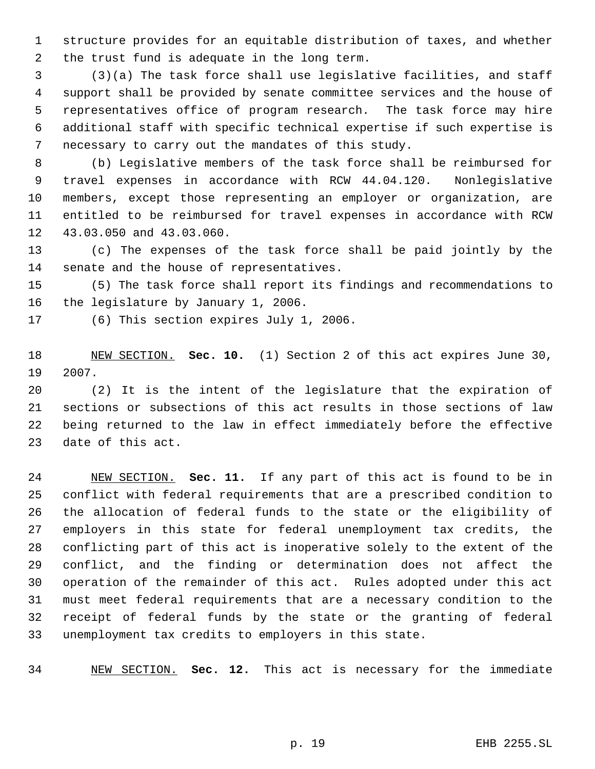structure provides for an equitable distribution of taxes, and whether the trust fund is adequate in the long term.

(3)(a) The task force shall use legislative facilities, and staff support shall be provided by senate committee services and the house of representatives office of program research. The task force may hire additional staff with specific technical expertise if such expertise is necessary to carry out the mandates of this study.

(b) Legislative members of the task force shall be reimbursed for travel expenses in accordance with RCW 44.04.120. Nonlegislative members, except those representing an employer or organization, are entitled to be reimbursed for travel expenses in accordance with RCW 43.03.050 and 43.03.060.

(c) The expenses of the task force shall be paid jointly by the senate and the house of representatives.

(5) The task force shall report its findings and recommendations to the legislature by January 1, 2006.

(6) This section expires July 1, 2006.

NEW SECTION. **Sec. 10.** (1) Section 2 of this act expires June 30, 2007.

(2) It is the intent of the legislature that the expiration of sections or subsections of this act results in those sections of law being returned to the law in effect immediately before the effective date of this act.

NEW SECTION. **Sec. 11.** If any part of this act is found to be in conflict with federal requirements that are a prescribed condition to the allocation of federal funds to the state or the eligibility of employers in this state for federal unemployment tax credits, the conflicting part of this act is inoperative solely to the extent of the conflict, and the finding or determination does not affect the operation of the remainder of this act. Rules adopted under this act must meet federal requirements that are a necessary condition to the receipt of federal funds by the state or the granting of federal unemployment tax credits to employers in this state.

NEW SECTION. **Sec. 12.** This act is necessary for the immediate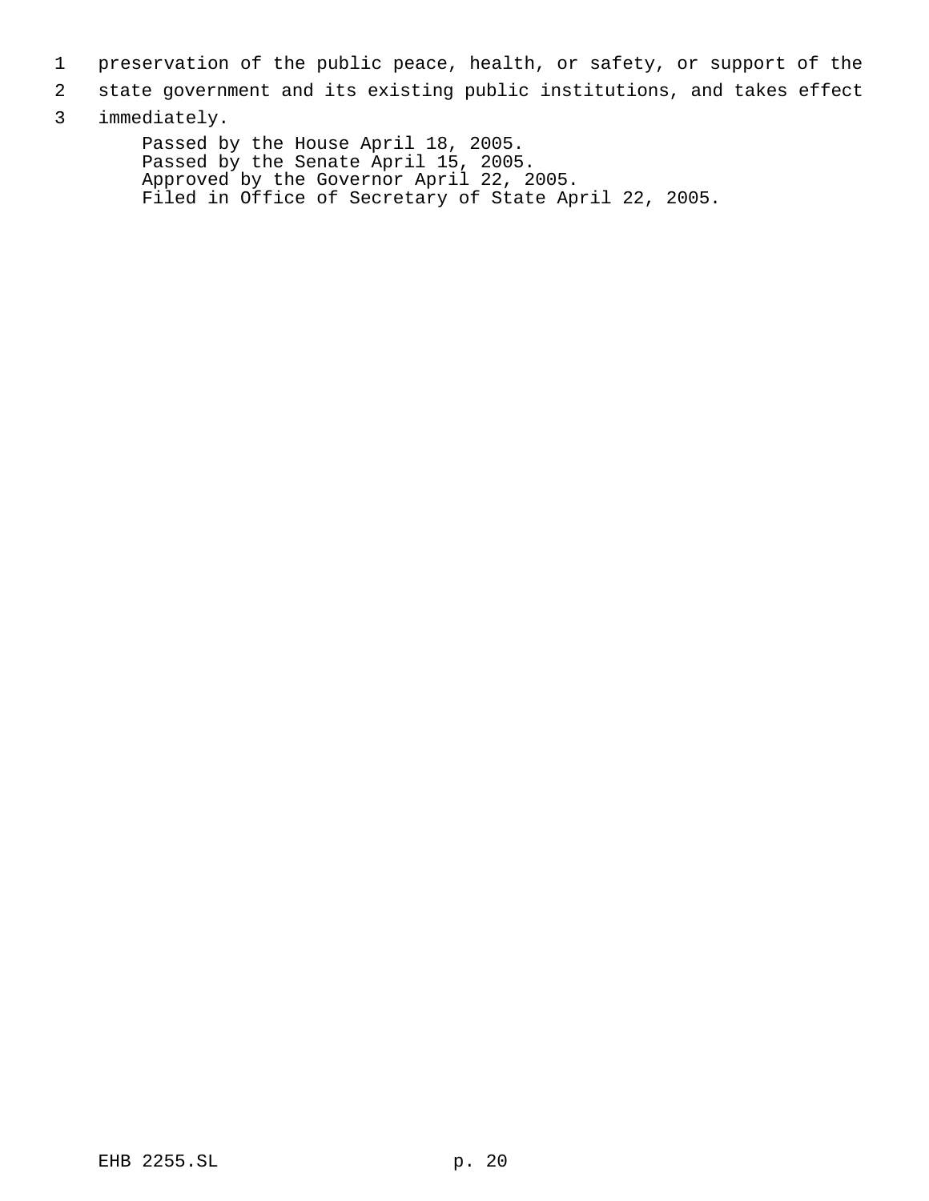preservation of the public peace, health, or safety, or support of the state government and its existing public institutions, and takes effect immediately.

Passed by the House April 18, 2005.
Passed by the Senate April 15, 2005.
Approved by the Governor April 22, 2005.
Filed in Office of Secretary of State April 22, 2005.